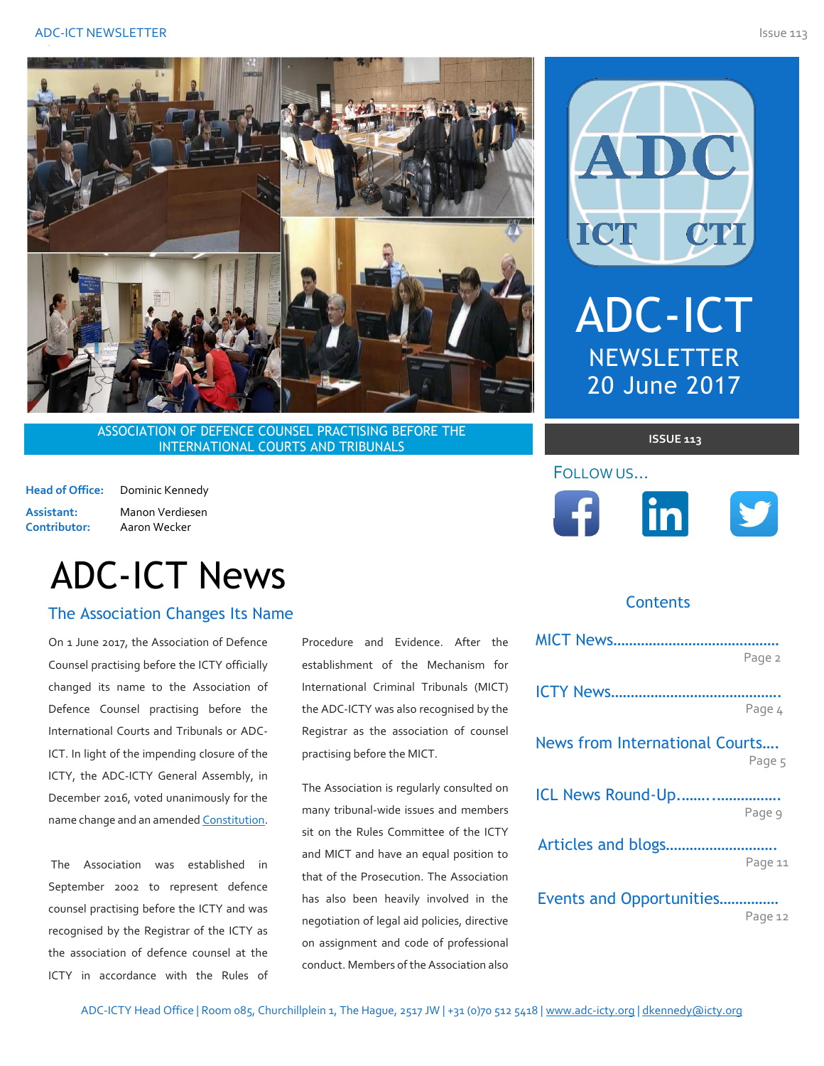ADC-ICT NEWSLETTER
20 June 2017

ASSOCIATION OF DEFENCE COUNSEL PRACTISING BEFORE THE INTERNATIONAL COURTS AND TRIBUNALS

ISSUE 113

**Head of Office:** Dominic Kennedy
**Assistant:** Manon Verdiesen
**Contributor:** Aaron Wecker

FOLLOW US...

## Contents

- MICT News........................................... Page 2
- ICTY News........................................... Page 4
- News from International Courts.... Page 5
- ICL News Round-Up........................... Page 9
- Articles and blogs.............................. Page 11
- Events and Opportunities.............. Page 12

# ADC-ICT News

## The Association Changes Its Name

On 1 June 2017, the Association of Defence Counsel practising before the ICTY officially changed its name to the Association of Defence Counsel practising before the International Courts and Tribunals or ADC-ICT. In light of the impending closure of the ICTY, the ADC-ICTY General Assembly, in December 2016, voted unanimously for the name change and an amended Constitution.

The Association was established in September 2002 to represent defence counsel practising before the ICTY and was recognised by the Registrar of the ICTY as the association of defence counsel at the ICTY in accordance with the Rules of Procedure and Evidence. After the establishment of the Mechanism for International Criminal Tribunals (MICT) the ADC-ICTY was also recognised by the Registrar as the association of counsel practising before the MICT.

The Association is regularly consulted on many tribunal-wide issues and members sit on the Rules Committee of the ICTY and MICT and have an equal position to that of the Prosecution. The Association has also been heavily involved in the negotiation of legal aid policies, directive on assignment and code of professional conduct. Members of the Association also

ADC-ICTY Head Office | Room 085, Churchillplein 1, The Hague, 2517 JW | +31 (0)70 512 5418 | www.adc-icty.org | dkennedy@icty.org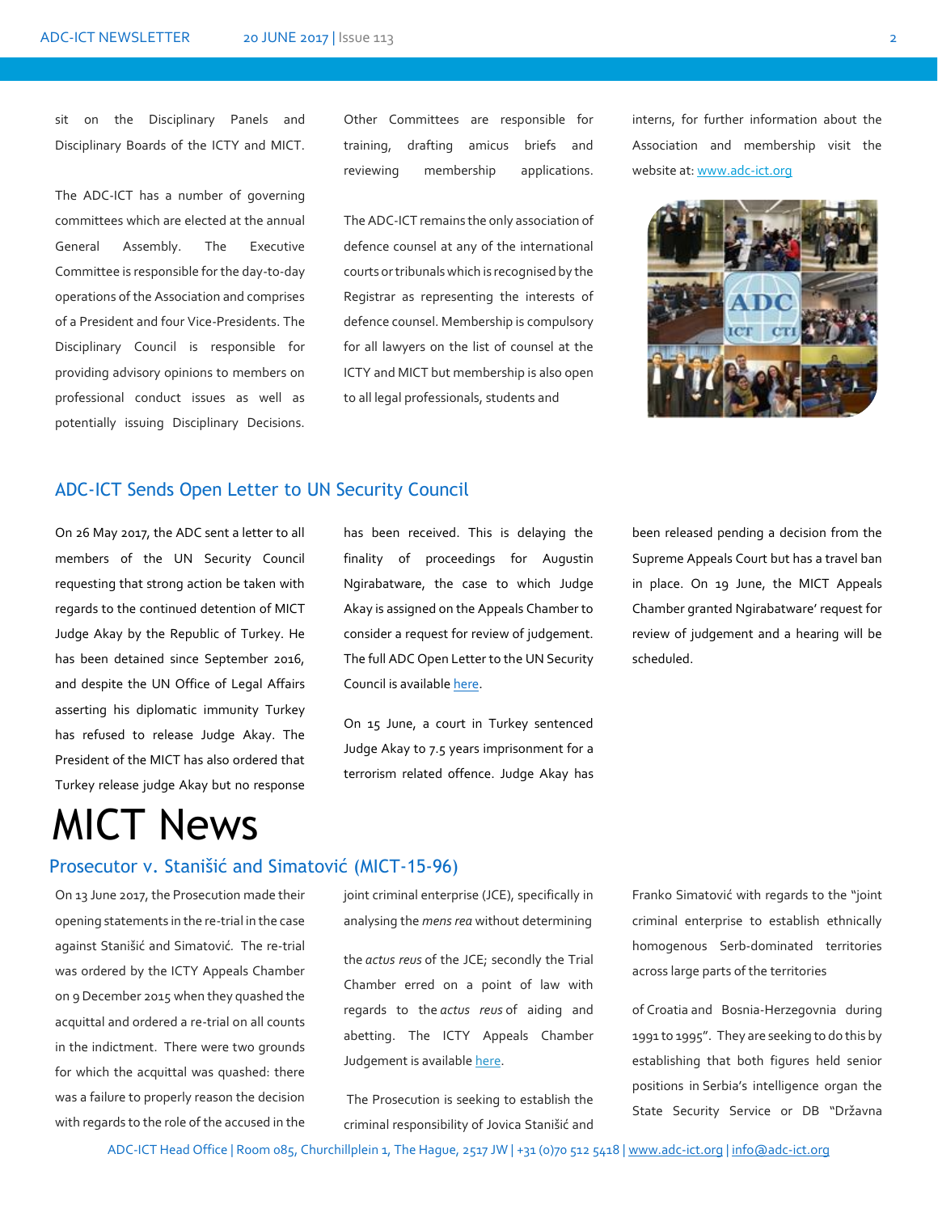sit on the Disciplinary Panels and Disciplinary Boards of the ICTY and MICT.

The ADC-ICT has a number of governing committees which are elected at the annual General Assembly. The Executive Committee is responsible for the day-to-day operations of the Association and comprises of a President and four Vice-Presidents. The Disciplinary Council is responsible for providing advisory opinions to members on professional conduct issues as well as potentially issuing Disciplinary Decisions.

Other Committees are responsible for training, drafting amicus briefs and reviewing membership applications.

The ADC-ICT remains the only association of defence counsel at any of the international courts or tribunals which is recognised by the Registrar as representing the interests of defence counsel. Membership is compulsory for all lawyers on the list of counsel at the ICTY and MICT but membership is also open to all legal professionals, students and interns, for further information about the Association and membership visit the website at: [www.adc-ict.org](www.adc-ict.org)

## ADC-ICT Sends Open Letter to UN Security Council

On 26 May 2017, the ADC sent a letter to all members of the UN Security Council requesting that strong action be taken with regards to the continued detention of MICT Judge Akay by the Republic of Turkey. He has been detained since September 2016, and despite the UN Office of Legal Affairs asserting his diplomatic immunity Turkey has refused to release Judge Akay. The President of the MICT has also ordered that Turkey release judge Akay but no response has been received. This is delaying the finality of proceedings for Augustin Ngirabatware, the case to which Judge Akay is assigned on the Appeals Chamber to consider a request for review of judgement. The full ADC Open Letter to the UN Security Council is available here.

On 15 June, a court in Turkey sentenced Judge Akay to 7.5 years imprisonment for a terrorism related offence. Judge Akay has been released pending a decision from the Supreme Appeals Court but has a travel ban in place. On 19 June, the MICT Appeals Chamber granted Ngirabatware' request for review of judgement and a hearing will be scheduled.

# MICT News

## Prosecutor v. Stanišić and Simatović (MICT-15-96)

On 13 June 2017, the Prosecution made their opening statements in the re-trial in the case against Stanišić and Simatović. The re-trial was ordered by the ICTY Appeals Chamber on 9 December 2015 when they quashed the acquittal and ordered a re-trial on all counts in the indictment. There were two grounds for which the acquittal was quashed: there was a failure to properly reason the decision with regards to the role of the accused in the joint criminal enterprise (JCE), specifically in analysing the *mens rea* without determining the *actus reus* of the JCE; secondly the Trial Chamber erred on a point of law with regards to the *actus reus* of aiding and abetting. The ICTY Appeals Chamber Judgement is available here.

The Prosecution is seeking to establish the criminal responsibility of Jovica Stanišić and Franko Simatović with regards to the "joint criminal enterprise to establish ethnically homogenous Serb-dominated territories across large parts of the territories of Croatia and Bosnia-Herzegovnia during 1991 to 1995". They are seeking to do this by establishing that both figures held senior positions in Serbia's intelligence organ the State Security Service or DB "Državna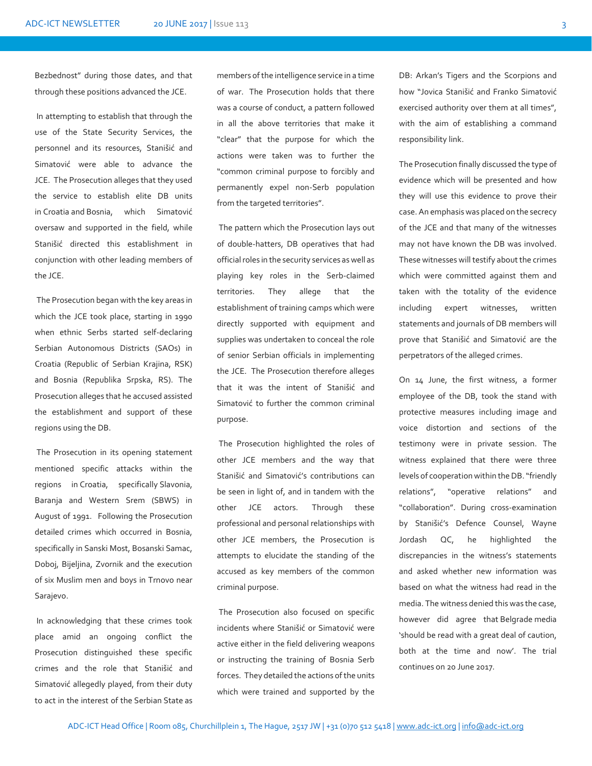Bezbednost" during those dates, and that through these positions advanced the JCE.

In attempting to establish that through the use of the State Security Services, the personnel and its resources, Stanišić and Simatović were able to advance the JCE. The Prosecution alleges that they used the service to establish elite DB units in Croatia and Bosnia, which Simatović oversaw and supported in the field, while Stanišić directed this establishment in conjunction with other leading members of the JCE.

The Prosecution began with the key areas in which the JCE took place, starting in 1990 when ethnic Serbs started self-declaring Serbian Autonomous Districts (SAOs) in Croatia (Republic of Serbian Krajina, RSK) and Bosnia (Republika Srpska, RS). The Prosecution alleges that he accused assisted the establishment and support of these regions using the DB.

The Prosecution in its opening statement mentioned specific attacks within the regions in Croatia, specifically Slavonia, Baranja and Western Srem (SBWS) in August of 1991. Following the Prosecution detailed crimes which occurred in Bosnia, specifically in Sanski Most, Bosanski Samac, Doboj, Bijeljina, Zvornik and the execution of six Muslim men and boys in Trnovo near Sarajevo.

In acknowledging that these crimes took place amid an ongoing conflict the Prosecution distinguished these specific crimes and the role that Stanišić and Simatović allegedly played, from their duty to act in the interest of the Serbian State as members of the intelligence service in a time of war. The Prosecution holds that there was a course of conduct, a pattern followed in all the above territories that make it "clear" that the purpose for which the actions were taken was to further the "common criminal purpose to forcibly and permanently expel non-Serb population from the targeted territories".

The pattern which the Prosecution lays out of double-hatters, DB operatives that had official roles in the security services as well as playing key roles in the Serb-claimed territories. They allege that the establishment of training camps which were directly supported with equipment and supplies was undertaken to conceal the role of senior Serbian officials in implementing the JCE. The Prosecution therefore alleges that it was the intent of Stanišić and Simatović to further the common criminal purpose.

The Prosecution highlighted the roles of other JCE members and the way that Stanišić and Simatović's contributions can be seen in light of, and in tandem with the other JCE actors. Through these professional and personal relationships with other JCE members, the Prosecution is attempts to elucidate the standing of the accused as key members of the common criminal purpose.

The Prosecution also focused on specific incidents where Stanišić or Simatović were active either in the field delivering weapons or instructing the training of Bosnia Serb forces. They detailed the actions of the units which were trained and supported by the DB: Arkan's Tigers and the Scorpions and how "Jovica Stanišić and Franko Simatović exercised authority over them at all times", with the aim of establishing a command responsibility link.

The Prosecution finally discussed the type of evidence which will be presented and how they will use this evidence to prove their case. An emphasis was placed on the secrecy of the JCE and that many of the witnesses may not have known the DB was involved. These witnesses will testify about the crimes which were committed against them and taken with the totality of the evidence including expert witnesses, written statements and journals of DB members will prove that Stanišić and Simatović are the perpetrators of the alleged crimes.

On 14 June, the first witness, a former employee of the DB, took the stand with protective measures including image and voice distortion and sections of the testimony were in private session. The witness explained that there were three levels of cooperation within the DB. "friendly relations", "operative relations" and "collaboration". During cross-examination by Stanišić's Defence Counsel, Wayne Jordash QC, he highlighted the discrepancies in the witness's statements and asked whether new information was based on what the witness had read in the media. The witness denied this was the case, however did agree that Belgrade media 'should be read with a great deal of caution, both at the time and now'. The trial continues on 20 June 2017.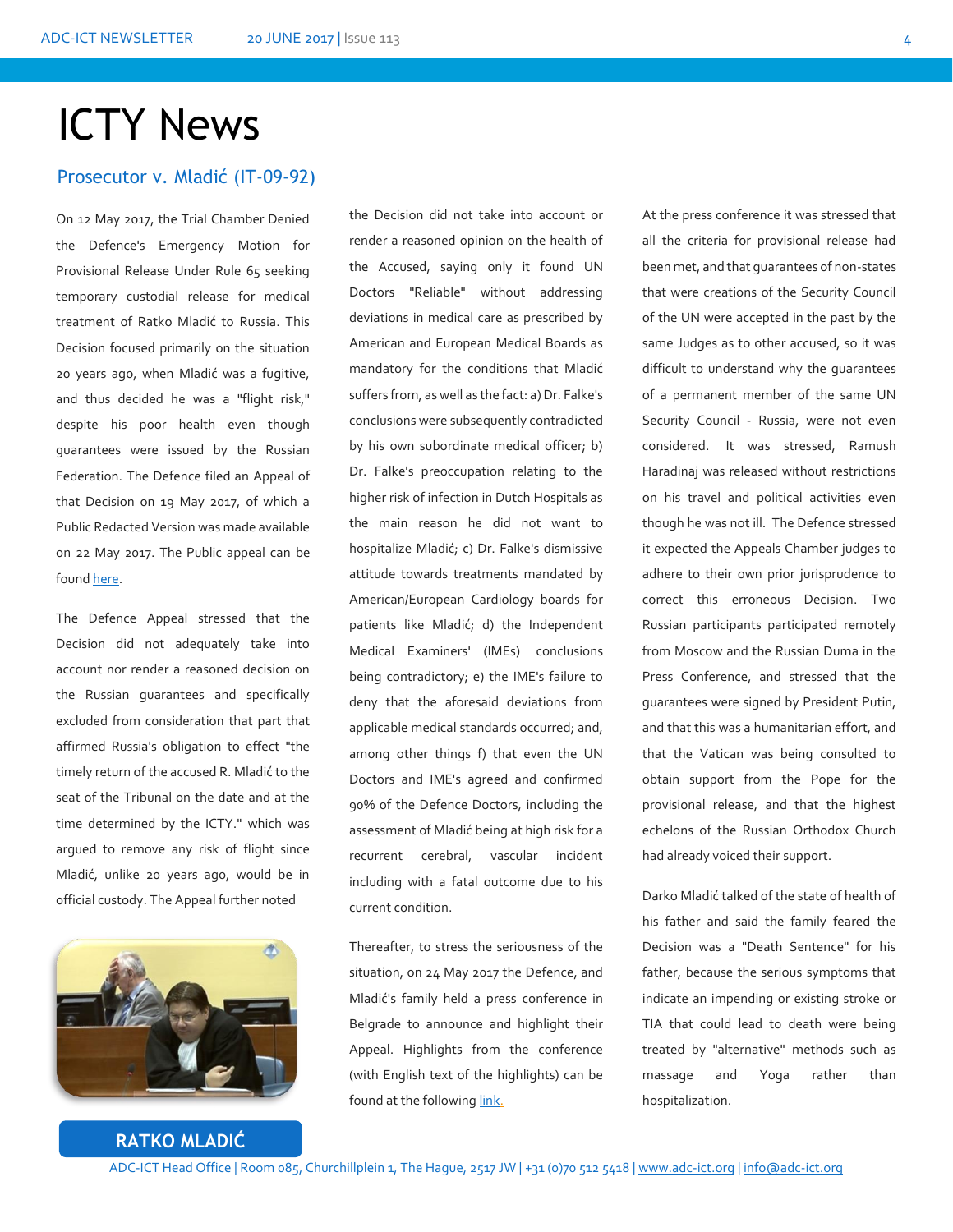# ICTY News

## Prosecutor v. Mladić (IT-09-92)

On 12 May 2017, the Trial Chamber Denied the Defence's Emergency Motion for Provisional Release Under Rule 65 seeking temporary custodial release for medical treatment of Ratko Mladić to Russia. This Decision focused primarily on the situation 20 years ago, when Mladić was a fugitive, and thus decided he was a "flight risk," despite his poor health even though guarantees were issued by the Russian Federation. The Defence filed an Appeal of that Decision on 19 May 2017, of which a Public Redacted Version was made available on 22 May 2017. The Public appeal can be found here.

The Defence Appeal stressed that the Decision did not adequately take into account nor render a reasoned decision on the Russian guarantees and specifically excluded from consideration that part that affirmed Russia's obligation to effect "the timely return of the accused R. Mladić to the seat of the Tribunal on the date and at the time determined by the ICTY." which was argued to remove any risk of flight since Mladić, unlike 20 years ago, would be in official custody. The Appeal further noted the Decision did not take into account or render a reasoned opinion on the health of the Accused, saying only it found UN Doctors "Reliable" without addressing deviations in medical care as prescribed by American and European Medical Boards as mandatory for the conditions that Mladić suffers from, as well as the fact: a) Dr. Falke's conclusions were subsequently contradicted by his own subordinate medical officer; b) Dr. Falke's preoccupation relating to the higher risk of infection in Dutch Hospitals as the main reason he did not want to hospitalize Mladić; c) Dr. Falke's dismissive attitude towards treatments mandated by American/European Cardiology boards for patients like Mladić; d) the Independent Medical Examiners' (IMEs) conclusions being contradictory; e) the IME's failure to deny that the aforesaid deviations from applicable medical standards occurred; and, among other things f) that even the UN Doctors and IME's agreed and confirmed 90% of the Defence Doctors, including the assessment of Mladić being at high risk for a recurrent cerebral, vascular incident including with a fatal outcome due to his current condition.

RATKO MLADIĆ

Thereafter, to stress the seriousness of the situation, on 24 May 2017 the Defence, and Mladić's family held a press conference in Belgrade to announce and highlight their Appeal. Highlights from the conference (with English text of the highlights) can be found at the following link.

At the press conference it was stressed that all the criteria for provisional release had been met, and that guarantees of non-states that were creations of the Security Council of the UN were accepted in the past by the same Judges as to other accused, so it was difficult to understand why the guarantees of a permanent member of the same UN Security Council - Russia, were not even considered. It was stressed, Ramush Haradinaj was released without restrictions on his travel and political activities even though he was not ill. The Defence stressed it expected the Appeals Chamber judges to adhere to their own prior jurisprudence to correct this erroneous Decision. Two Russian participants participated remotely from Moscow and the Russian Duma in the Press Conference, and stressed that the guarantees were signed by President Putin, and that this was a humanitarian effort, and that the Vatican was being consulted to obtain support from the Pope for the provisional release, and that the highest echelons of the Russian Orthodox Church had already voiced their support.

Darko Mladić talked of the state of health of his father and said the family feared the Decision was a "Death Sentence" for his father, because the serious symptoms that indicate an impending or existing stroke or TIA that could lead to death were being treated by "alternative" methods such as massage and Yoga rather than hospitalization.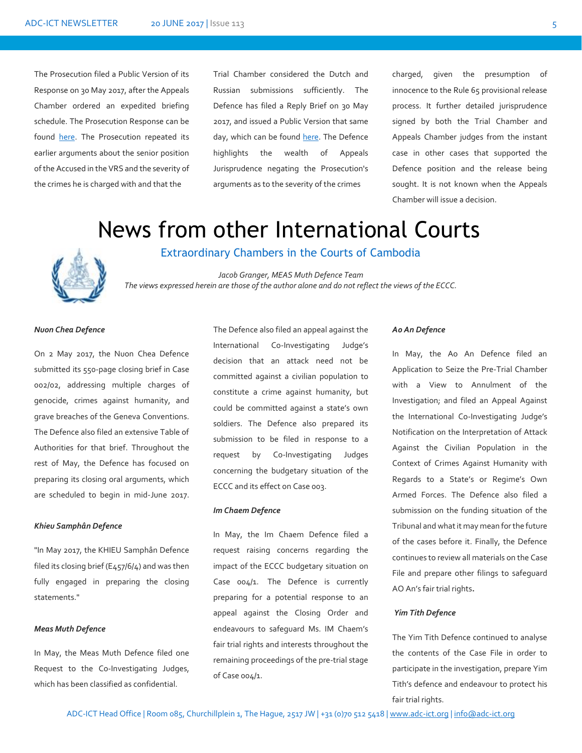The Prosecution filed a Public Version of its Response on 30 May 2017, after the Appeals Chamber ordered an expedited briefing schedule. The Prosecution Response can be found [here](). The Prosecution repeated its earlier arguments about the senior position of the Accused in the VRS and the severity of the crimes he is charged with and that the Trial Chamber considered the Dutch and Russian submissions sufficiently. The Defence has filed a Reply Brief on 30 May 2017, and issued a Public Version that same day, which can be found [here](). The Defence highlights the wealth of Appeals Jurisprudence negating the Prosecution's arguments as to the severity of the crimes charged, given the presumption of innocence to the Rule 65 provisional release process. It further detailed jurisprudence signed by both the Trial Chamber and Appeals Chamber judges from the instant case in other cases that supported the Defence position and the release being sought. It is not known when the Appeals Chamber will issue a decision.

# News from other International Courts

## Extraordinary Chambers in the Courts of Cambodia

*Jacob Granger, MEAS Muth Defence Team*
*The views expressed herein are those of the author alone and do not reflect the views of the ECCC.*

***Nuon Chea Defence***

On 2 May 2017, the Nuon Chea Defence submitted its 550-page closing brief in Case 002/02, addressing multiple charges of genocide, crimes against humanity, and grave breaches of the Geneva Conventions. The Defence also filed an extensive Table of Authorities for that brief. Throughout the rest of May, the Defence has focused on preparing its closing oral arguments, which are scheduled to begin in mid-June 2017.

***Khieu Samphân Defence***

"In May 2017, the KHIEU Samphân Defence filed its closing brief (E457/6/4) and was then fully engaged in preparing the closing statements."

***Meas Muth Defence***

In May, the Meas Muth Defence filed one Request to the Co-Investigating Judges, which has been classified as confidential.

The Defence also filed an appeal against the International Co-Investigating Judge's decision that an attack need not be committed against a civilian population to constitute a crime against humanity, but could be committed against a state's own soldiers. The Defence also prepared its submission to be filed in response to a request by Co-Investigating Judges concerning the budgetary situation of the ECCC and its effect on Case 003.

***Im Chaem Defence***

In May, the Im Chaem Defence filed a request raising concerns regarding the impact of the ECCC budgetary situation on Case 004/1. The Defence is currently preparing for a potential response to an appeal against the Closing Order and endeavours to safeguard Ms. IM Chaem's fair trial rights and interests throughout the remaining proceedings of the pre-trial stage of Case 004/1.

***Ao An Defence***

In May, the Ao An Defence filed an Application to Seize the Pre-Trial Chamber with a View to Annulment of the Investigation; and filed an Appeal Against the International Co-Investigating Judge's Notification on the Interpretation of Attack Against the Civilian Population in the Context of Crimes Against Humanity with Regards to a State's or Regime's Own Armed Forces. The Defence also filed a submission on the funding situation of the Tribunal and what it may mean for the future of the cases before it. Finally, the Defence continues to review all materials on the Case File and prepare other filings to safeguard AO An's fair trial rights.

***Yim Tith Defence***

The Yim Tith Defence continued to analyse the contents of the Case File in order to participate in the investigation, prepare Yim Tith's defence and endeavour to protect his fair trial rights.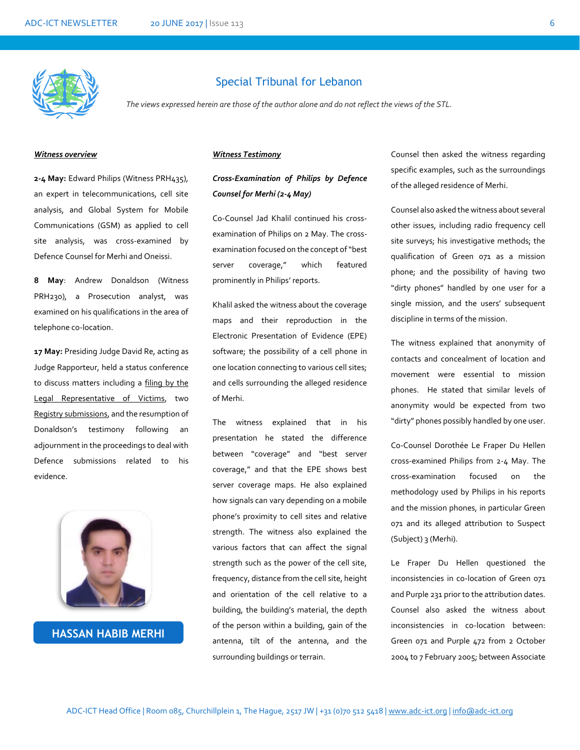## Special Tribunal for Lebanon

*The views expressed herein are those of the author alone and do not reflect the views of the STL.*

***Witness overview***

**2-4 May:** Edward Philips (Witness PRH435), an expert in telecommunications, cell site analysis, and Global System for Mobile Communications (GSM) as applied to cell site analysis, was cross-examined by Defence Counsel for Merhi and Oneissi.

**8 May**: Andrew Donaldson (Witness PRH230), a Prosecution analyst, was examined on his qualifications in the area of telephone co-location.

**17 May:** Presiding Judge David Re, acting as Judge Rapporteur, held a status conference to discuss matters including a filing by the Legal Representative of Victims, two Registry submissions, and the resumption of Donaldson's testimony following an adjournment in the proceedings to deal with Defence submissions related to his evidence.

**HASSAN HABIB MERHI**

***Witness Testimony***

***Cross-Examination of Philips by Defence Counsel for Merhi (2-4 May)***

Co-Counsel Jad Khalil continued his cross-examination of Philips on 2 May. The cross-examination focused on the concept of "best server coverage," which featured prominently in Philips' reports.

Khalil asked the witness about the coverage maps and their reproduction in the Electronic Presentation of Evidence (EPE) software; the possibility of a cell phone in one location connecting to various cell sites; and cells surrounding the alleged residence of Merhi.

The witness explained that in his presentation he stated the difference between "coverage" and "best server coverage," and that the EPE shows best server coverage maps. He also explained how signals can vary depending on a mobile phone's proximity to cell sites and relative strength. The witness also explained the various factors that can affect the signal strength such as the power of the cell site, frequency, distance from the cell site, height and orientation of the cell relative to a building, the building's material, the depth of the person within a building, gain of the antenna, tilt of the antenna, and the surrounding buildings or terrain.

Counsel then asked the witness regarding specific examples, such as the surroundings of the alleged residence of Merhi.

Counsel also asked the witness about several other issues, including radio frequency cell site surveys; his investigative methods; the qualification of Green 071 as a mission phone; and the possibility of having two "dirty phones" handled by one user for a single mission, and the users' subsequent discipline in terms of the mission.

The witness explained that anonymity of contacts and concealment of location and movement were essential to mission phones. He stated that similar levels of anonymity would be expected from two "dirty" phones possibly handled by one user.

Co-Counsel Dorothée Le Fraper Du Hellen cross-examined Philips from 2-4 May. The cross-examination focused on the methodology used by Philips in his reports and the mission phones, in particular Green 071 and its alleged attribution to Suspect (Subject) 3 (Merhi).

Le Fraper Du Hellen questioned the inconsistencies in co-location of Green 071 and Purple 231 prior to the attribution dates. Counsel also asked the witness about inconsistencies in co-location between: Green 071 and Purple 472 from 2 October 2004 to 7 February 2005; between Associate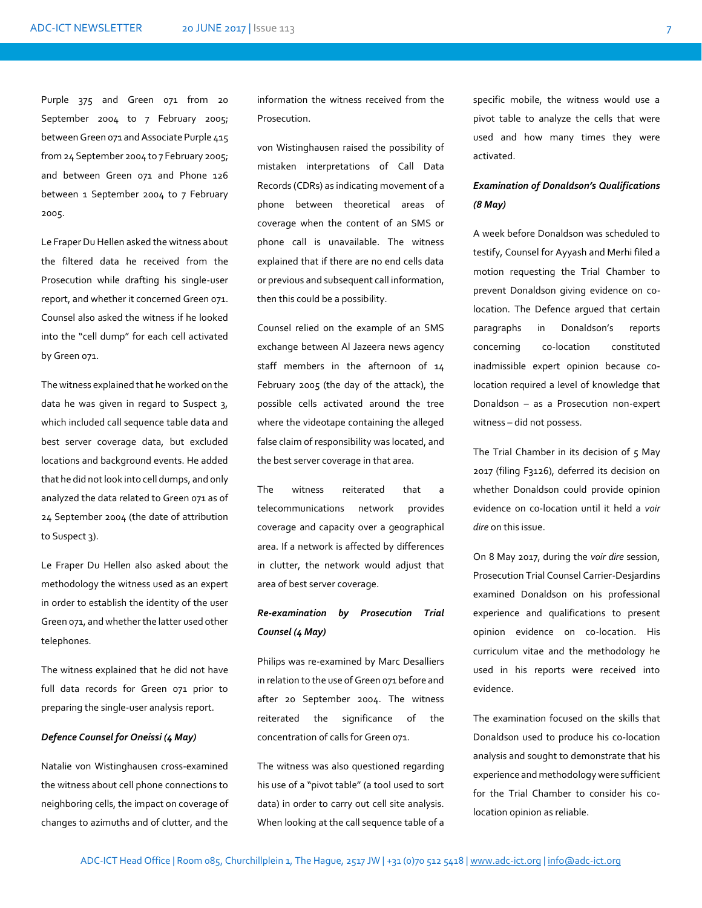Purple 375 and Green 071 from 20 September 2004 to 7 February 2005; between Green 071 and Associate Purple 415 from 24 September 2004 to 7 February 2005; and between Green 071 and Phone 126 between 1 September 2004 to 7 February 2005.

Le Fraper Du Hellen asked the witness about the filtered data he received from the Prosecution while drafting his single-user report, and whether it concerned Green 071. Counsel also asked the witness if he looked into the "cell dump" for each cell activated by Green 071.

The witness explained that he worked on the data he was given in regard to Suspect 3, which included call sequence table data and best server coverage data, but excluded locations and background events. He added that he did not look into cell dumps, and only analyzed the data related to Green 071 as of 24 September 2004 (the date of attribution to Suspect 3).

Le Fraper Du Hellen also asked about the methodology the witness used as an expert in order to establish the identity of the user Green 071, and whether the latter used other telephones.

The witness explained that he did not have full data records for Green 071 prior to preparing the single-user analysis report.

***Defence Counsel for Oneissi (4 May)***

Natalie von Wistinghausen cross-examined the witness about cell phone connections to neighboring cells, the impact on coverage of changes to azimuths and of clutter, and the information the witness received from the Prosecution.

von Wistinghausen raised the possibility of mistaken interpretations of Call Data Records (CDRs) as indicating movement of a phone between theoretical areas of coverage when the content of an SMS or phone call is unavailable. The witness explained that if there are no end cells data or previous and subsequent call information, then this could be a possibility.

Counsel relied on the example of an SMS exchange between Al Jazeera news agency staff members in the afternoon of 14 February 2005 (the day of the attack), the possible cells activated around the tree where the videotape containing the alleged false claim of responsibility was located, and the best server coverage in that area.

The witness reiterated that a telecommunications network provides coverage and capacity over a geographical area. If a network is affected by differences in clutter, the network would adjust that area of best server coverage.

***Re-examination by Prosecution Trial Counsel (4 May)***

Philips was re-examined by Marc Desalliers in relation to the use of Green 071 before and after 20 September 2004. The witness reiterated the significance of the concentration of calls for Green 071.

The witness was also questioned regarding his use of a "pivot table" (a tool used to sort data) in order to carry out cell site analysis. When looking at the call sequence table of a specific mobile, the witness would use a pivot table to analyze the cells that were used and how many times they were activated.

***Examination of Donaldson's Qualifications (8 May)***

A week before Donaldson was scheduled to testify, Counsel for Ayyash and Merhi filed a motion requesting the Trial Chamber to prevent Donaldson giving evidence on co-location. The Defence argued that certain paragraphs in Donaldson's reports concerning co-location constituted inadmissible expert opinion because co-location required a level of knowledge that Donaldson – as a Prosecution non-expert witness – did not possess.

The Trial Chamber in its decision of 5 May 2017 (filing F3126), deferred its decision on whether Donaldson could provide opinion evidence on co-location until it held a *voir dire* on this issue.

On 8 May 2017, during the *voir dire* session, Prosecution Trial Counsel Carrier-Desjardins examined Donaldson on his professional experience and qualifications to present opinion evidence on co-location. His curriculum vitae and the methodology he used in his reports were received into evidence.

The examination focused on the skills that Donaldson used to produce his co-location analysis and sought to demonstrate that his experience and methodology were sufficient for the Trial Chamber to consider his co-location opinion as reliable.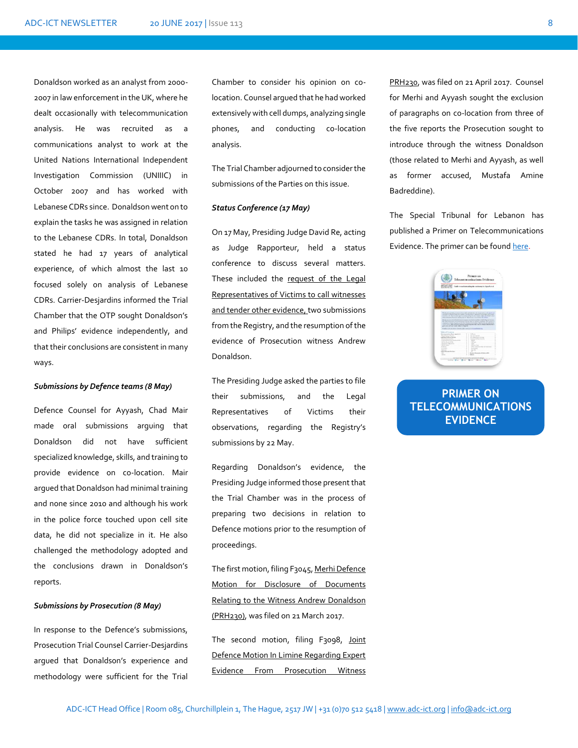Donaldson worked as an analyst from 2000-2007 in law enforcement in the UK, where he dealt occasionally with telecommunication analysis. He was recruited as a communications analyst to work at the United Nations International Independent Investigation Commission (UNIIIC) in October 2007 and has worked with Lebanese CDRs since. Donaldson went on to explain the tasks he was assigned in relation to the Lebanese CDRs. In total, Donaldson stated he had 17 years of analytical experience, of which almost the last 10 focused solely on analysis of Lebanese CDRs. Carrier-Desjardins informed the Trial Chamber that the OTP sought Donaldson's and Philips' evidence independently, and that their conclusions are consistent in many ways.

***Submissions by Defence teams (8 May)***

Defence Counsel for Ayyash, Chad Mair made oral submissions arguing that Donaldson did not have sufficient specialized knowledge, skills, and training to provide evidence on co-location. Mair argued that Donaldson had minimal training and none since 2010 and although his work in the police force touched upon cell site data, he did not specialize in it. He also challenged the methodology adopted and the conclusions drawn in Donaldson's reports.

***Submissions by Prosecution (8 May)***

In response to the Defence's submissions, Prosecution Trial Counsel Carrier-Desjardins argued that Donaldson's experience and methodology were sufficient for the Trial Chamber to consider his opinion on co-location. Counsel argued that he had worked extensively with cell dumps, analyzing single phones, and conducting co-location analysis.

The Trial Chamber adjourned to consider the submissions of the Parties on this issue.

***Status Conference (17 May)***

On 17 May, Presiding Judge David Re, acting as Judge Rapporteur, held a status conference to discuss several matters. These included the request of the Legal Representatives of Victims to call witnesses and tender other evidence, two submissions from the Registry, and the resumption of the evidence of Prosecution witness Andrew Donaldson.

The Presiding Judge asked the parties to file their submissions, and the Legal Representatives of Victims their observations, regarding the Registry's submissions by 22 May.

Regarding Donaldson's evidence, the Presiding Judge informed those present that the Trial Chamber was in the process of preparing two decisions in relation to Defence motions prior to the resumption of proceedings.

The first motion, filing F3045, Merhi Defence Motion for Disclosure of Documents Relating to the Witness Andrew Donaldson (PRH230), was filed on 21 March 2017.

The second motion, filing F3098, Joint Defence Motion In Limine Regarding Expert Evidence From Prosecution Witness PRH230, was filed on 21 April 2017. Counsel for Merhi and Ayyash sought the exclusion of paragraphs on co-location from three of the five reports the Prosecution sought to introduce through the witness Donaldson (those related to Merhi and Ayyash, as well as former accused, Mustafa Amine Badreddine).

The Special Tribunal for Lebanon has published a Primer on Telecommunications Evidence. The primer can be found here.

**PRIMER ON TELECOMMUNICATIONS EVIDENCE**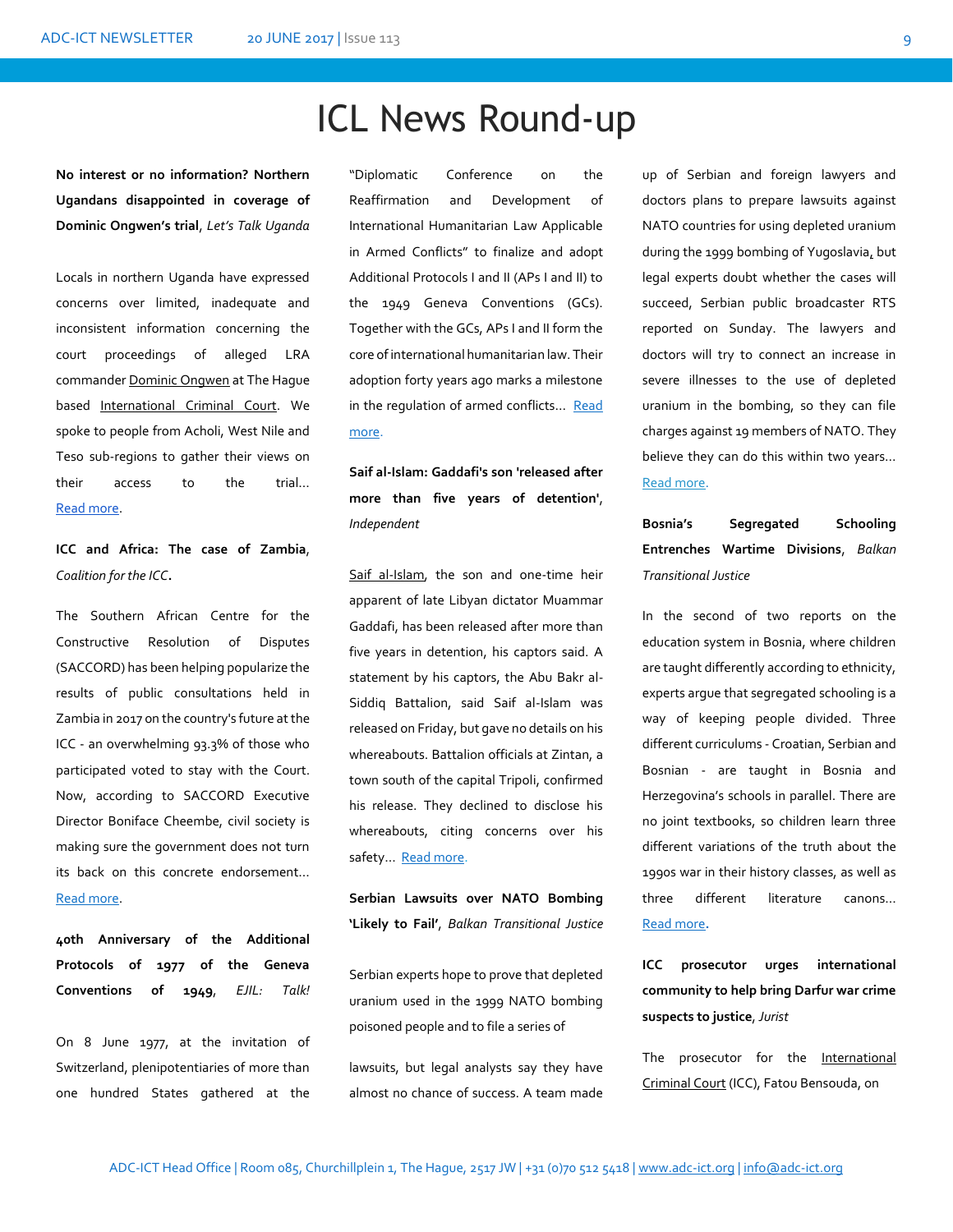# ICL News Round-up

**No interest or no information? Northern Ugandans disappointed in coverage of Dominic Ongwen's trial**, *Let's Talk Uganda*

Locals in northern Uganda have expressed concerns over limited, inadequate and inconsistent information concerning the court proceedings of alleged LRA commander Dominic Ongwen at The Hague based International Criminal Court. We spoke to people from Acholi, West Nile and Teso sub-regions to gather their views on their access to the trial... Read more.

**ICC and Africa: The case of Zambia**, *Coalition for the ICC*.

The Southern African Centre for the Constructive Resolution of Disputes (SACCORD) has been helping popularize the results of public consultations held in Zambia in 2017 on the country's future at the ICC - an overwhelming 93.3% of those who participated voted to stay with the Court. Now, according to SACCORD Executive Director Boniface Cheembe, civil society is making sure the government does not turn its back on this concrete endorsement... Read more.

**40th Anniversary of the Additional Protocols of 1977 of the Geneva Conventions of 1949**, *EJIL: Talk!*

On 8 June 1977, at the invitation of Switzerland, plenipotentiaries of more than one hundred States gathered at the "Diplomatic Conference on the Reaffirmation and Development of International Humanitarian Law Applicable in Armed Conflicts" to finalize and adopt Additional Protocols I and II (APs I and II) to the 1949 Geneva Conventions (GCs). Together with the GCs, APs I and II form the core of international humanitarian law. Their adoption forty years ago marks a milestone in the regulation of armed conflicts... Read more.

**Saif al-Islam: Gaddafi's son 'released after more than five years of detention'**, *Independent*

Saif al-Islam, the son and one-time heir apparent of late Libyan dictator Muammar Gaddafi, has been released after more than five years in detention, his captors said. A statement by his captors, the Abu Bakr al-Siddiq Battalion, said Saif al-Islam was released on Friday, but gave no details on his whereabouts. Battalion officials at Zintan, a town south of the capital Tripoli, confirmed his release. They declined to disclose his whereabouts, citing concerns over his safety... Read more.

**Serbian Lawsuits over NATO Bombing 'Likely to Fail'**, *Balkan Transitional Justice*

Serbian experts hope to prove that depleted uranium used in the 1999 NATO bombing poisoned people and to file a series of lawsuits, but legal analysts say they have almost no chance of success. A team made up of Serbian and foreign lawyers and doctors plans to prepare lawsuits against NATO countries for using depleted uranium during the 1999 bombing of Yugoslavia, but legal experts doubt whether the cases will succeed, Serbian public broadcaster RTS reported on Sunday. The lawyers and doctors will try to connect an increase in severe illnesses to the use of depleted uranium in the bombing, so they can file charges against 19 members of NATO. They believe they can do this within two years... Read more.

**Bosnia's Segregated Schooling Entrenches Wartime Divisions**, *Balkan Transitional Justice*

In the second of two reports on the education system in Bosnia, where children are taught differently according to ethnicity, experts argue that segregated schooling is a way of keeping people divided. Three different curriculums - Croatian, Serbian and Bosnian - are taught in Bosnia and Herzegovina's schools in parallel. There are no joint textbooks, so children learn three different variations of the truth about the 1990s war in their history classes, as well as three different literature canons... Read more.

**ICC prosecutor urges international community to help bring Darfur war crime suspects to justice**, *Jurist*

The prosecutor for the International Criminal Court (ICC), Fatou Bensouda, on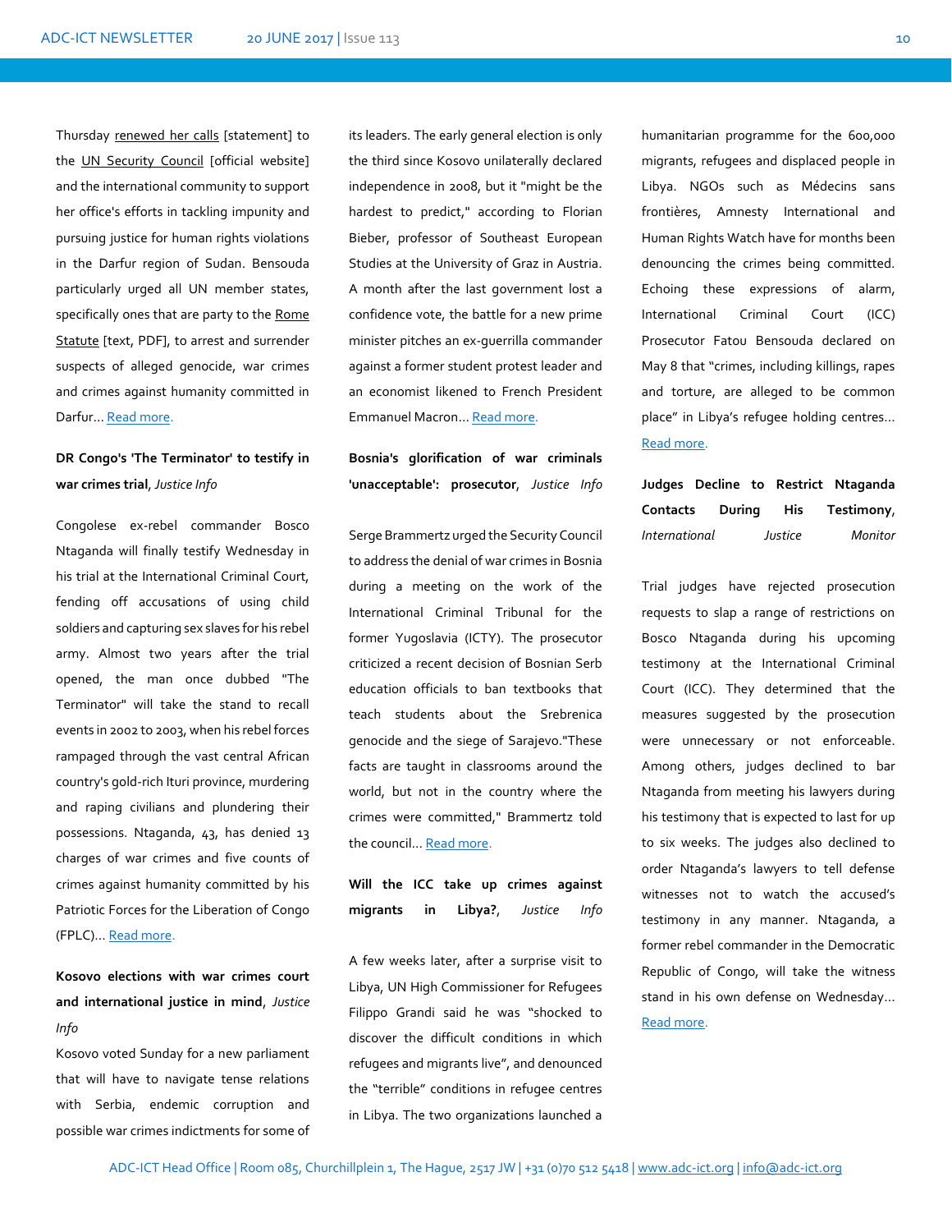Thursday renewed her calls [statement] to the UN Security Council [official website] and the international community to support her office's efforts in tackling impunity and pursuing justice for human rights violations in the Darfur region of Sudan. Bensouda particularly urged all UN member states, specifically ones that are party to the Rome Statute [text, PDF], to arrest and surrender suspects of alleged genocide, war crimes and crimes against humanity committed in Darfur... Read more.

**DR Congo's 'The Terminator' to testify in war crimes trial**, *Justice Info*

Congolese ex-rebel commander Bosco Ntaganda will finally testify Wednesday in his trial at the International Criminal Court, fending off accusations of using child soldiers and capturing sex slaves for his rebel army. Almost two years after the trial opened, the man once dubbed "The Terminator" will take the stand to recall events in 2002 to 2003, when his rebel forces rampaged through the vast central African country's gold-rich Ituri province, murdering and raping civilians and plundering their possessions. Ntaganda, 43, has denied 13 charges of war crimes and five counts of crimes against humanity committed by his Patriotic Forces for the Liberation of Congo (FPLC)... Read more.

**Kosovo elections with war crimes court and international justice in mind**, *Justice Info*

Kosovo voted Sunday for a new parliament that will have to navigate tense relations with Serbia, endemic corruption and possible war crimes indictments for some of its leaders. The early general election is only the third since Kosovo unilaterally declared independence in 2008, but it "might be the hardest to predict," according to Florian Bieber, professor of Southeast European Studies at the University of Graz in Austria. A month after the last government lost a confidence vote, the battle for a new prime minister pitches an ex-guerrilla commander against a former student protest leader and an economist likened to French President Emmanuel Macron... Read more.

**Bosnia's glorification of war criminals 'unacceptable': prosecutor**, *Justice Info*

Serge Brammertz urged the Security Council to address the denial of war crimes in Bosnia during a meeting on the work of the International Criminal Tribunal for the former Yugoslavia (ICTY). The prosecutor criticized a recent decision of Bosnian Serb education officials to ban textbooks that teach students about the Srebrenica genocide and the siege of Sarajevo."These facts are taught in classrooms around the world, but not in the country where the crimes were committed," Brammertz told the council... Read more.

**Will the ICC take up crimes against migrants in Libya?**, *Justice Info*

A few weeks later, after a surprise visit to Libya, UN High Commissioner for Refugees Filippo Grandi said he was "shocked to discover the difficult conditions in which refugees and migrants live", and denounced the "terrible" conditions in refugee centres in Libya. The two organizations launched a humanitarian programme for the 600,000 migrants, refugees and displaced people in Libya. NGOs such as Médecins sans frontières, Amnesty International and Human Rights Watch have for months been denouncing the crimes being committed. Echoing these expressions of alarm, International Criminal Court (ICC) Prosecutor Fatou Bensouda declared on May 8 that "crimes, including killings, rapes and torture, are alleged to be common place" in Libya's refugee holding centres... Read more.

**Judges Decline to Restrict Ntaganda Contacts During His Testimony**, *International Justice Monitor*

Trial judges have rejected prosecution requests to slap a range of restrictions on Bosco Ntaganda during his upcoming testimony at the International Criminal Court (ICC). They determined that the measures suggested by the prosecution were unnecessary or not enforceable. Among others, judges declined to bar Ntaganda from meeting his lawyers during his testimony that is expected to last for up to six weeks. The judges also declined to order Ntaganda's lawyers to tell defense witnesses not to watch the accused's testimony in any manner. Ntaganda, a former rebel commander in the Democratic Republic of Congo, will take the witness stand in his own defense on Wednesday... Read more.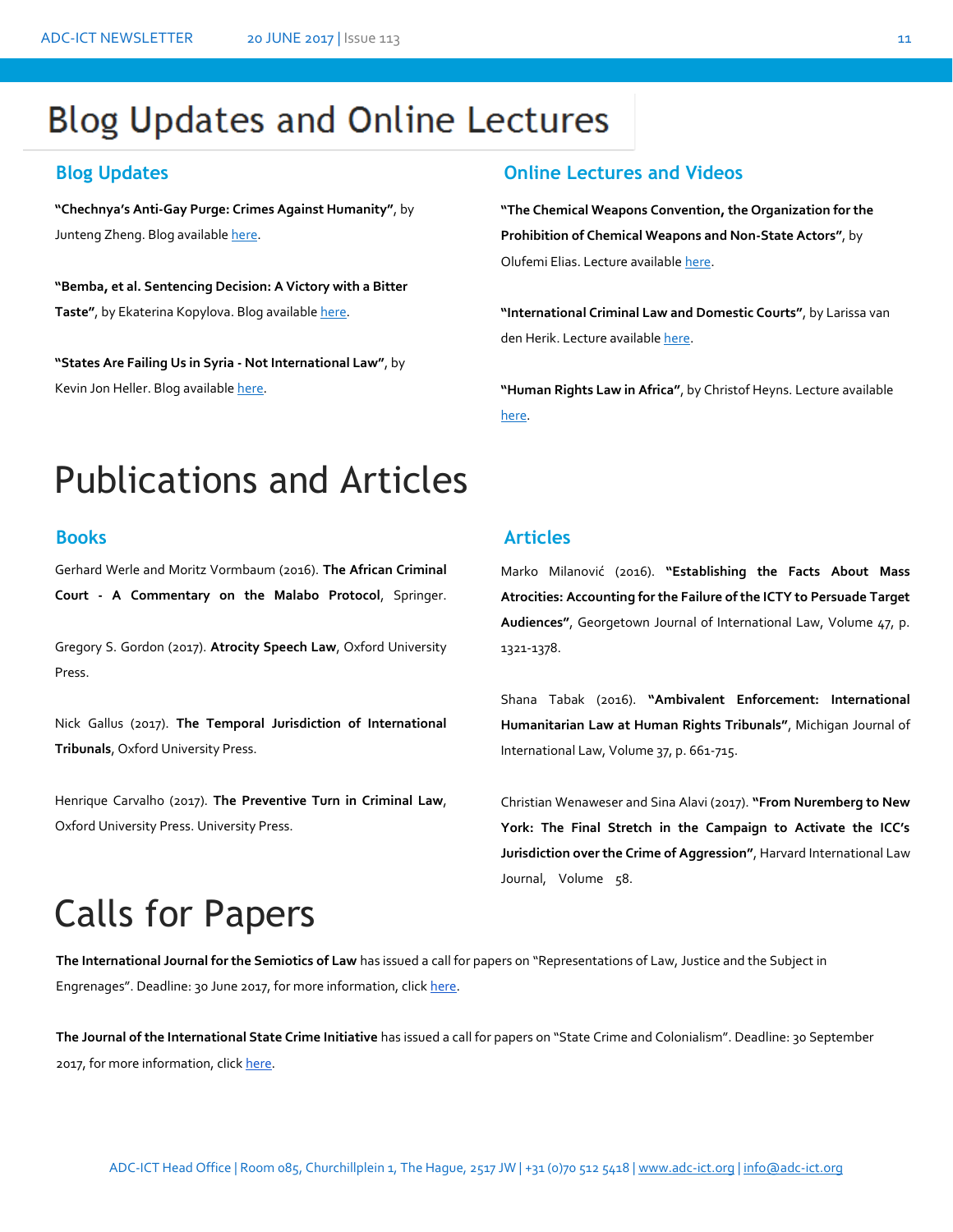# Blog Updates and Online Lectures

## Blog Updates

**"Chechnya's Anti-Gay Purge: Crimes Against Humanity"**, by Junteng Zheng. Blog available here.

**"Bemba, et al. Sentencing Decision: A Victory with a Bitter Taste"**, by Ekaterina Kopylova. Blog available here.

**"States Are Failing Us in Syria - Not International Law"**, by Kevin Jon Heller. Blog available here.

## Online Lectures and Videos

**"The Chemical Weapons Convention, the Organization for the Prohibition of Chemical Weapons and Non-State Actors"**, by Olufemi Elias. Lecture available here.

**"International Criminal Law and Domestic Courts"**, by Larissa van den Herik. Lecture available here.

**"Human Rights Law in Africa"**, by Christof Heyns. Lecture available here.

# Publications and Articles

## Books

Gerhard Werle and Moritz Vormbaum (2016). **The African Criminal Court - A Commentary on the Malabo Protocol**, Springer.

Gregory S. Gordon (2017). **Atrocity Speech Law**, Oxford University Press.

Nick Gallus (2017). **The Temporal Jurisdiction of International Tribunals**, Oxford University Press.

Henrique Carvalho (2017). **The Preventive Turn in Criminal Law**, Oxford University Press. University Press.

## Articles

Marko Milanović (2016). **"Establishing the Facts About Mass Atrocities: Accounting for the Failure of the ICTY to Persuade Target Audiences"**, Georgetown Journal of International Law, Volume 47, p. 1321-1378.

Shana Tabak (2016). **"Ambivalent Enforcement: International Humanitarian Law at Human Rights Tribunals"**, Michigan Journal of International Law, Volume 37, p. 661-715.

Christian Wenaweser and Sina Alavi (2017). **"From Nuremberg to New York: The Final Stretch in the Campaign to Activate the ICC's Jurisdiction over the Crime of Aggression"**, Harvard International Law Journal, Volume 58.

# Calls for Papers

**The International Journal for the Semiotics of Law** has issued a call for papers on "Representations of Law, Justice and the Subject in Engrenages". Deadline: 30 June 2017, for more information, click here.

**The Journal of the International State Crime Initiative** has issued a call for papers on "State Crime and Colonialism". Deadline: 30 September 2017, for more information, click here.

ADC-ICT Head Office | Room 085, Churchillplein 1, The Hague, 2517 JW | +31 (0)70 512 5418 | www.adc-ict.org | info@adc-ict.org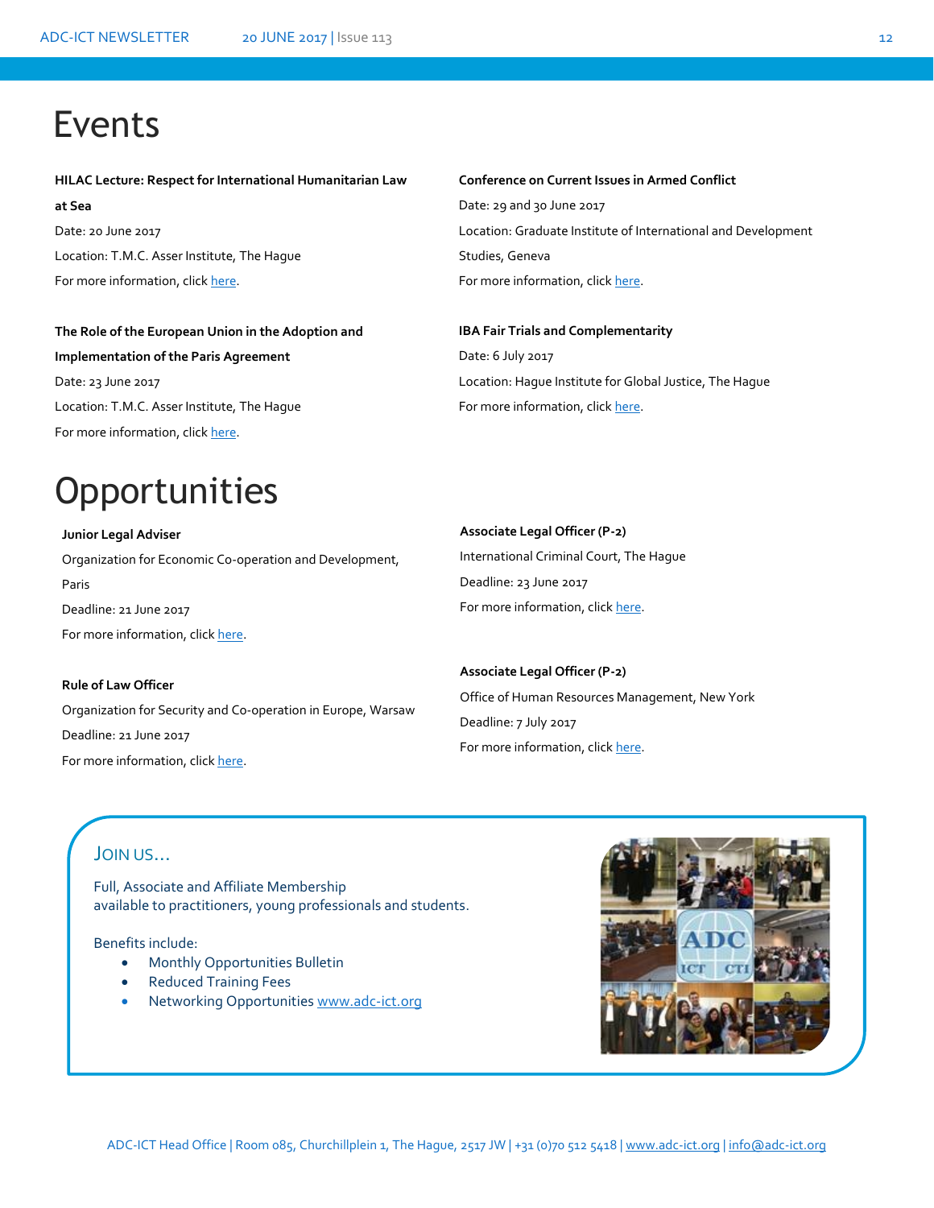# Events

**HILAC Lecture: Respect for International Humanitarian Law at Sea**
Date: 20 June 2017
Location: T.M.C. Asser Institute, The Hague
For more information, click here.

**The Role of the European Union in the Adoption and Implementation of the Paris Agreement**
Date: 23 June 2017
Location: T.M.C. Asser Institute, The Hague
For more information, click here.

**Conference on Current Issues in Armed Conflict**
Date: 29 and 30 June 2017
Location: Graduate Institute of International and Development Studies, Geneva
For more information, click here.

**IBA Fair Trials and Complementarity**
Date: 6 July 2017
Location: Hague Institute for Global Justice, The Hague
For more information, click here.

# Opportunities

**Junior Legal Adviser**
Organization for Economic Co-operation and Development, Paris
Deadline: 21 June 2017
For more information, click here.

**Rule of Law Officer**
Organization for Security and Co-operation in Europe, Warsaw
Deadline: 21 June 2017
For more information, click here.

**Associate Legal Officer (P-2)**
International Criminal Court, The Hague
Deadline: 23 June 2017
For more information, click here.

**Associate Legal Officer (P-2)**
Office of Human Resources Management, New York
Deadline: 7 July 2017
For more information, click here.

## JOIN US…

Full, Associate and Affiliate Membership
available to practitioners, young professionals and students.

Benefits include:

- Monthly Opportunities Bulletin
- Reduced Training Fees
- Networking Opportunities www.adc-ict.org

ADC-ICT Head Office | Room 085, Churchillplein 1, The Hague, 2517 JW | +31 (0)70 512 5418 | www.adc-ict.org | info@adc-ict.org